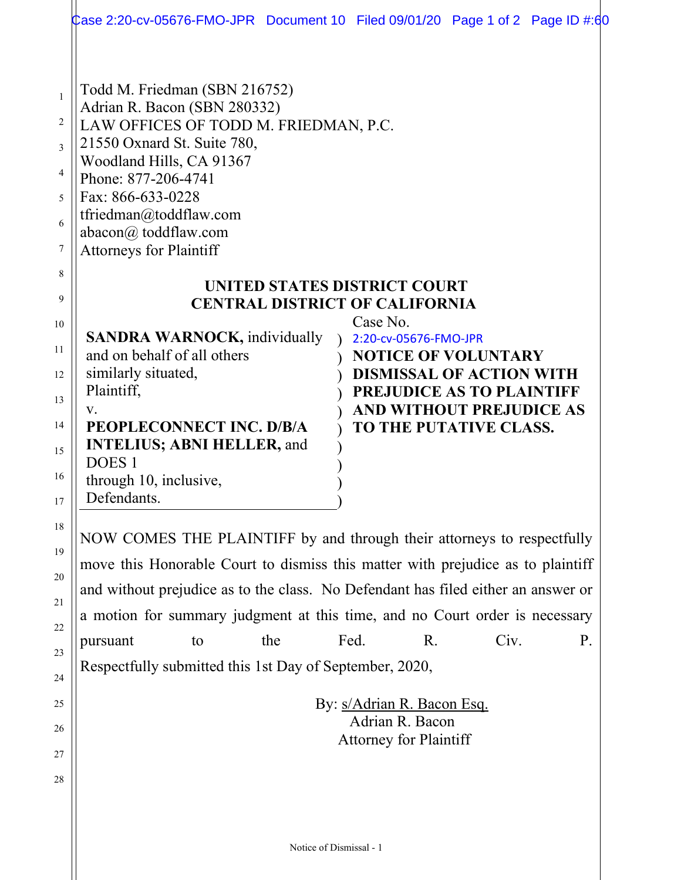Todd M. Friedman (SBN 216752)
Adrian R. Bacon (SBN 280332)
LAW OFFICES OF TODD M. FRIEDMAN, P.C.
21550 Oxnard St. Suite 780,
Woodland Hills, CA 91367
Phone: 877-206-4741
Fax: 866-633-0228
tfriedman@toddflaw.com
abacon@ toddflaw.com
Attorneys for Plaintiff

**UNITED STATES DISTRICT COURT**
**CENTRAL DISTRICT OF CALIFORNIA**

| | |
|---|---|
| **SANDRA WARNOCK,** individually and on behalf of all others similarly situated,<br>Plaintiff,<br>v.<br>**PEOPLECONNECT INC. D/B/A INTELIUS; ABNI HELLER,** and DOES 1 through 10, inclusive,<br>Defendants. | Case No. 2:20-cv-05676-FMO-JPR<br>**NOTICE OF VOLUNTARY DISMISSAL OF ACTION WITH PREJUDICE AS TO PLAINTIFF AND WITHOUT PREJUDICE AS TO THE PUTATIVE CLASS.** |

NOW COMES THE PLAINTIFF by and through their attorneys to respectfully move this Honorable Court to dismiss this matter with prejudice as to plaintiff and without prejudice as to the class. No Defendant has filed either an answer or a motion for summary judgment at this time, and no Court order is necessary pursuant to the Fed. R. Civ. P.
Respectfully submitted this 1st Day of September, 2020,

By: s/Adrian R. Bacon Esq.
Adrian R. Bacon
Attorney for Plaintiff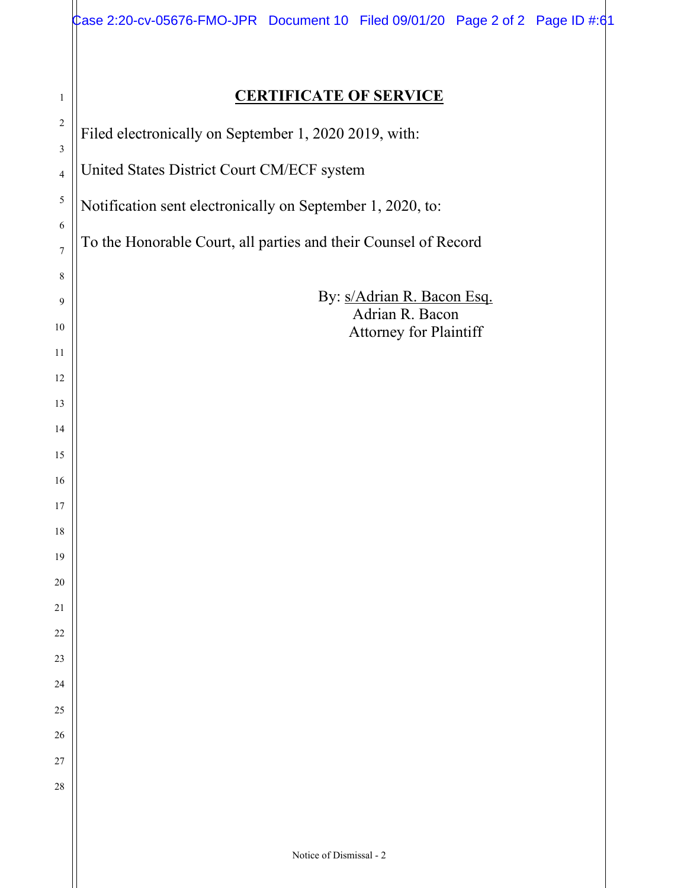## CERTIFICATE OF SERVICE

Filed electronically on September 1, 2020 2019, with:

United States District Court CM/ECF system

Notification sent electronically on September 1, 2020, to:

To the Honorable Court, all parties and their Counsel of Record

By: s/Adrian R. Bacon Esq.
Adrian R. Bacon
Attorney for Plaintiff